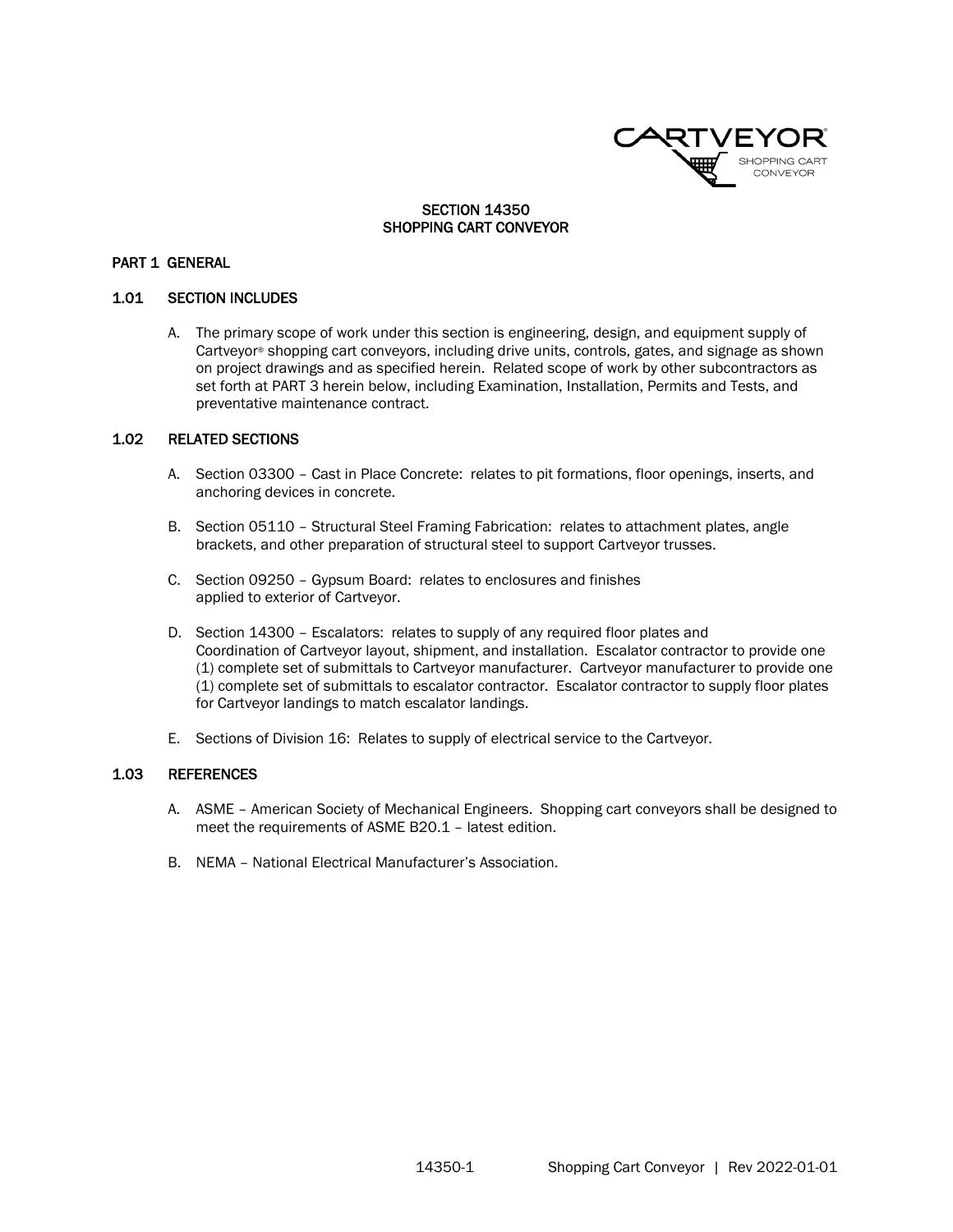# SECTION 14350
# SHOPPING CART CONVEYOR

## PART 1 GENERAL

### 1.01 SECTION INCLUDES

A. The primary scope of work under this section is engineering, design, and equipment supply of Cartveyor® shopping cart conveyors, including drive units, controls, gates, and signage as shown on project drawings and as specified herein. Related scope of work by other subcontractors as set forth at PART 3 herein below, including Examination, Installation, Permits and Tests, and preventative maintenance contract.

### 1.02 RELATED SECTIONS

A. Section 03300 – Cast in Place Concrete: relates to pit formations, floor openings, inserts, and anchoring devices in concrete.

B. Section 05110 – Structural Steel Framing Fabrication: relates to attachment plates, angle brackets, and other preparation of structural steel to support Cartveyor trusses.

C. Section 09250 – Gypsum Board: relates to enclosures and finishes applied to exterior of Cartveyor.

D. Section 14300 – Escalators: relates to supply of any required floor plates and Coordination of Cartveyor layout, shipment, and installation. Escalator contractor to provide one (1) complete set of submittals to Cartveyor manufacturer. Cartveyor manufacturer to provide one (1) complete set of submittals to escalator contractor. Escalator contractor to supply floor plates for Cartveyor landings to match escalator landings.

E. Sections of Division 16: Relates to supply of electrical service to the Cartveyor.

### 1.03 REFERENCES

A. ASME – American Society of Mechanical Engineers. Shopping cart conveyors shall be designed to meet the requirements of ASME B20.1 – latest edition.

B. NEMA – National Electrical Manufacturer's Association.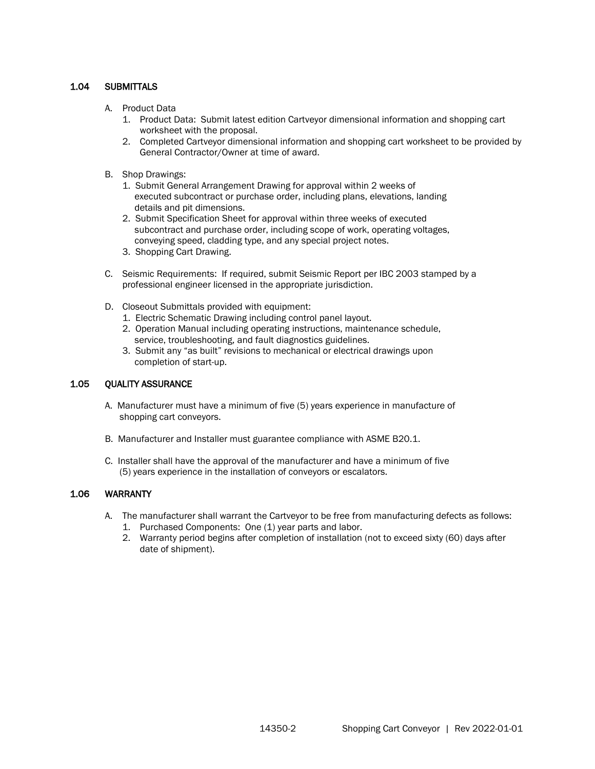### 1.04 SUBMITTALS

A. Product Data
   1. Product Data: Submit latest edition Cartveyor dimensional information and shopping cart worksheet with the proposal.
   2. Completed Cartveyor dimensional information and shopping cart worksheet to be provided by General Contractor/Owner at time of award.

B. Shop Drawings:
   1. Submit General Arrangement Drawing for approval within 2 weeks of executed subcontract or purchase order, including plans, elevations, landing details and pit dimensions.
   2. Submit Specification Sheet for approval within three weeks of executed subcontract and purchase order, including scope of work, operating voltages, conveying speed, cladding type, and any special project notes.
   3. Shopping Cart Drawing.

C. Seismic Requirements: If required, submit Seismic Report per IBC 2003 stamped by a professional engineer licensed in the appropriate jurisdiction.

D. Closeout Submittals provided with equipment:
   1. Electric Schematic Drawing including control panel layout.
   2. Operation Manual including operating instructions, maintenance schedule, service, troubleshooting, and fault diagnostics guidelines.
   3. Submit any "as built" revisions to mechanical or electrical drawings upon completion of start-up.

### 1.05 QUALITY ASSURANCE

A. Manufacturer must have a minimum of five (5) years experience in manufacture of shopping cart conveyors.

B. Manufacturer and Installer must guarantee compliance with ASME B20.1.

C. Installer shall have the approval of the manufacturer and have a minimum of five (5) years experience in the installation of conveyors or escalators.

### 1.06 WARRANTY

A. The manufacturer shall warrant the Cartveyor to be free from manufacturing defects as follows:
   1. Purchased Components: One (1) year parts and labor.
   2. Warranty period begins after completion of installation (not to exceed sixty (60) days after date of shipment).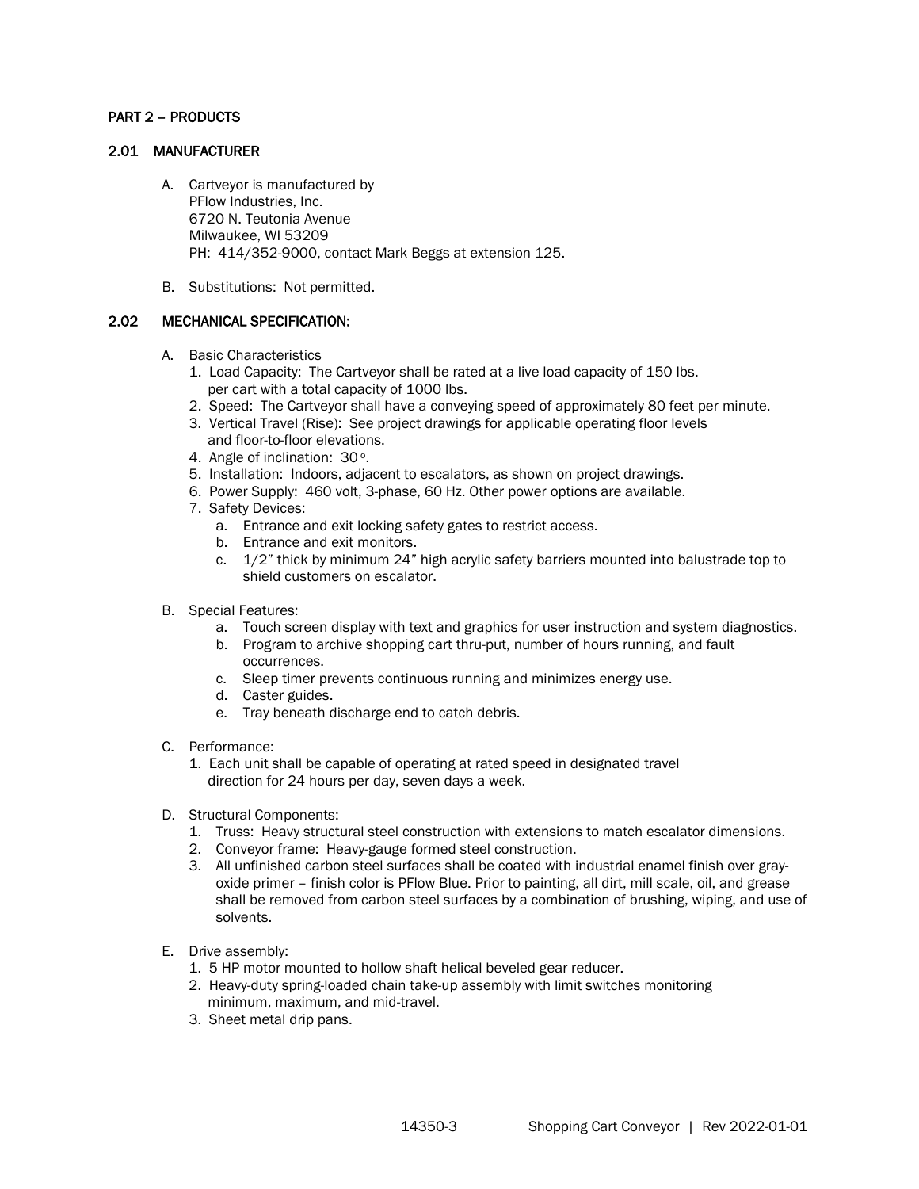## PART 2 – PRODUCTS

### 2.01 MANUFACTURER

A. Cartveyor is manufactured by
PFlow Industries, Inc.
6720 N. Teutonia Avenue
Milwaukee, WI 53209
PH: 414/352-9000, contact Mark Beggs at extension 125.

B. Substitutions: Not permitted.

### 2.02 MECHANICAL SPECIFICATION:

A. Basic Characteristics
1. Load Capacity: The Cartveyor shall be rated at a live load capacity of 150 lbs. per cart with a total capacity of 1000 lbs.
2. Speed: The Cartveyor shall have a conveying speed of approximately 80 feet per minute.
3. Vertical Travel (Rise): See project drawings for applicable operating floor levels and floor-to-floor elevations.
4. Angle of inclination: 30°.
5. Installation: Indoors, adjacent to escalators, as shown on project drawings.
6. Power Supply: 460 volt, 3-phase, 60 Hz. Other power options are available.
7. Safety Devices:
    a. Entrance and exit locking safety gates to restrict access.
    b. Entrance and exit monitors.
    c. 1/2" thick by minimum 24" high acrylic safety barriers mounted into balustrade top to shield customers on escalator.

B. Special Features:
    a. Touch screen display with text and graphics for user instruction and system diagnostics.
    b. Program to archive shopping cart thru-put, number of hours running, and fault occurrences.
    c. Sleep timer prevents continuous running and minimizes energy use.
    d. Caster guides.
    e. Tray beneath discharge end to catch debris.

C. Performance:
1. Each unit shall be capable of operating at rated speed in designated travel direction for 24 hours per day, seven days a week.

D. Structural Components:
1. Truss: Heavy structural steel construction with extensions to match escalator dimensions.
2. Conveyor frame: Heavy-gauge formed steel construction.
3. All unfinished carbon steel surfaces shall be coated with industrial enamel finish over gray-oxide primer – finish color is PFlow Blue. Prior to painting, all dirt, mill scale, oil, and grease shall be removed from carbon steel surfaces by a combination of brushing, wiping, and use of solvents.

E. Drive assembly:
1. 5 HP motor mounted to hollow shaft helical beveled gear reducer.
2. Heavy-duty spring-loaded chain take-up assembly with limit switches monitoring minimum, maximum, and mid-travel.
3. Sheet metal drip pans.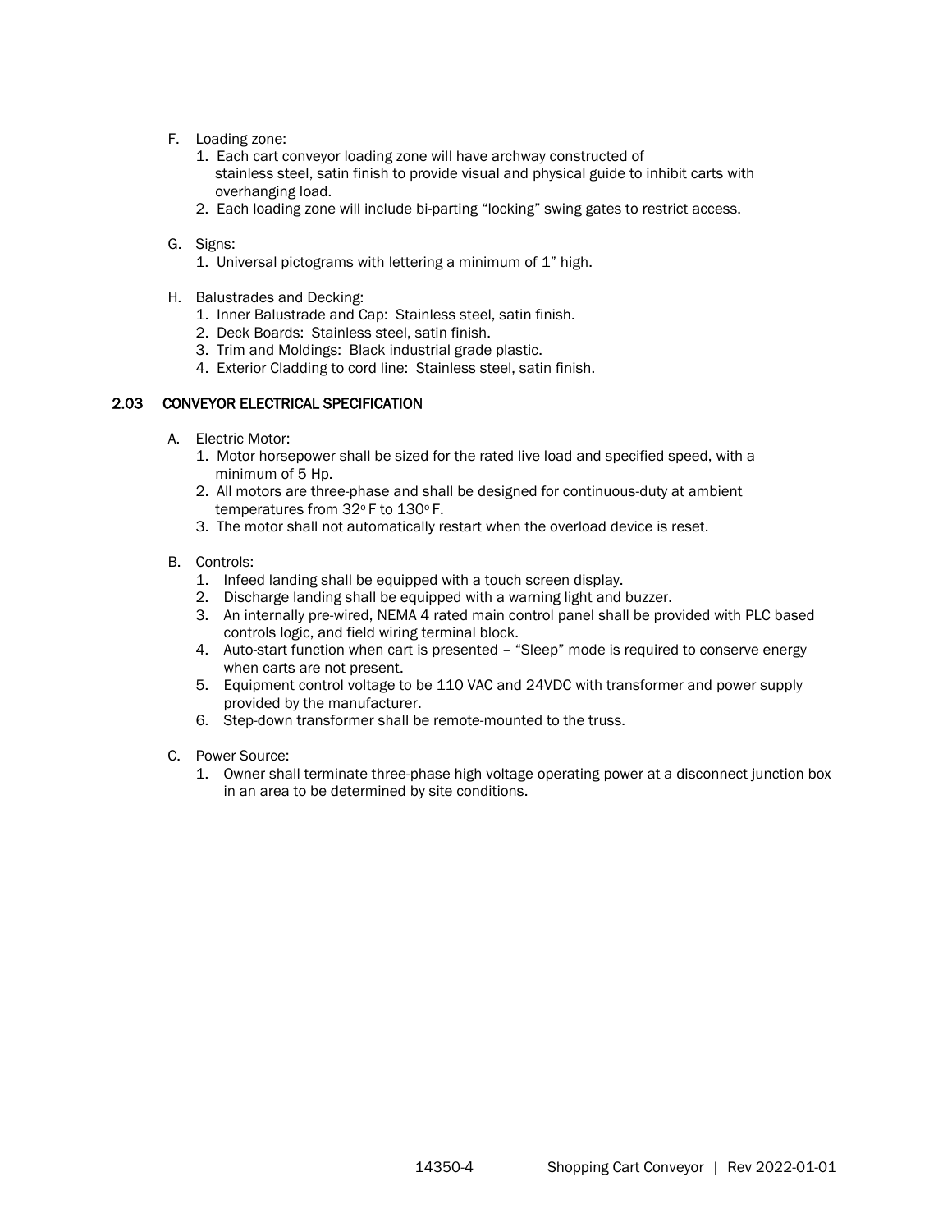F. Loading zone:
   1. Each cart conveyor loading zone will have archway constructed of stainless steel, satin finish to provide visual and physical guide to inhibit carts with overhanging load.
   2. Each loading zone will include bi-parting "locking" swing gates to restrict access.

G. Signs:
   1. Universal pictograms with lettering a minimum of 1" high.

H. Balustrades and Decking:
   1. Inner Balustrade and Cap: Stainless steel, satin finish.
   2. Deck Boards: Stainless steel, satin finish.
   3. Trim and Moldings: Black industrial grade plastic.
   4. Exterior Cladding to cord line: Stainless steel, satin finish.

## 2.03 CONVEYOR ELECTRICAL SPECIFICATION

A. Electric Motor:
   1. Motor horsepower shall be sized for the rated live load and specified speed, with a minimum of 5 Hp.
   2. All motors are three-phase and shall be designed for continuous-duty at ambient temperatures from 32° F to 130° F.
   3. The motor shall not automatically restart when the overload device is reset.

B. Controls:
   1. Infeed landing shall be equipped with a touch screen display.
   2. Discharge landing shall be equipped with a warning light and buzzer.
   3. An internally pre-wired, NEMA 4 rated main control panel shall be provided with PLC based controls logic, and field wiring terminal block.
   4. Auto-start function when cart is presented – "Sleep" mode is required to conserve energy when carts are not present.
   5. Equipment control voltage to be 110 VAC and 24VDC with transformer and power supply provided by the manufacturer.
   6. Step-down transformer shall be remote-mounted to the truss.

C. Power Source:
   1. Owner shall terminate three-phase high voltage operating power at a disconnect junction box in an area to be determined by site conditions.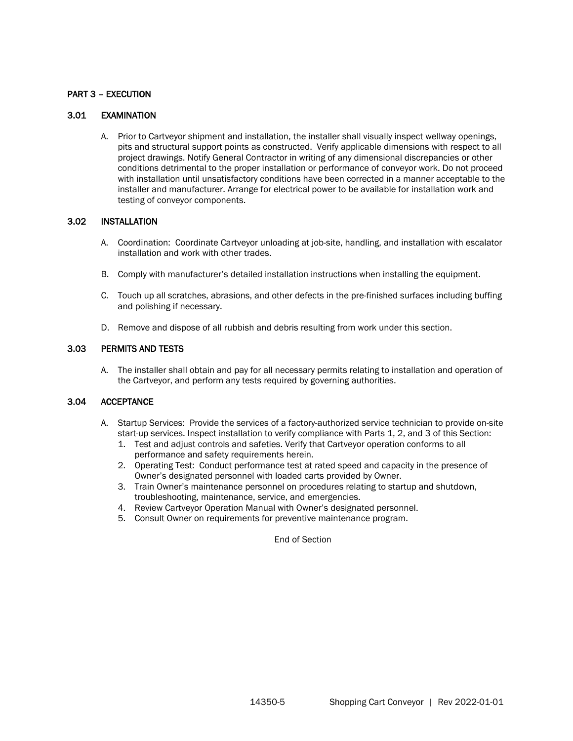## PART 3 – EXECUTION

### 3.01 EXAMINATION

A. Prior to Cartveyor shipment and installation, the installer shall visually inspect wellway openings, pits and structural support points as constructed. Verify applicable dimensions with respect to all project drawings. Notify General Contractor in writing of any dimensional discrepancies or other conditions detrimental to the proper installation or performance of conveyor work. Do not proceed with installation until unsatisfactory conditions have been corrected in a manner acceptable to the installer and manufacturer. Arrange for electrical power to be available for installation work and testing of conveyor components.

### 3.02 INSTALLATION

A. Coordination: Coordinate Cartveyor unloading at job-site, handling, and installation with escalator installation and work with other trades.

B. Comply with manufacturer's detailed installation instructions when installing the equipment.

C. Touch up all scratches, abrasions, and other defects in the pre-finished surfaces including buffing and polishing if necessary.

D. Remove and dispose of all rubbish and debris resulting from work under this section.

### 3.03 PERMITS AND TESTS

A. The installer shall obtain and pay for all necessary permits relating to installation and operation of the Cartveyor, and perform any tests required by governing authorities.

### 3.04 ACCEPTANCE

A. Startup Services: Provide the services of a factory-authorized service technician to provide on-site start-up services. Inspect installation to verify compliance with Parts 1, 2, and 3 of this Section:
   1. Test and adjust controls and safeties. Verify that Cartveyor operation conforms to all performance and safety requirements herein.
   2. Operating Test: Conduct performance test at rated speed and capacity in the presence of Owner's designated personnel with loaded carts provided by Owner.
   3. Train Owner's maintenance personnel on procedures relating to startup and shutdown, troubleshooting, maintenance, service, and emergencies.
   4. Review Cartveyor Operation Manual with Owner's designated personnel.
   5. Consult Owner on requirements for preventive maintenance program.

End of Section